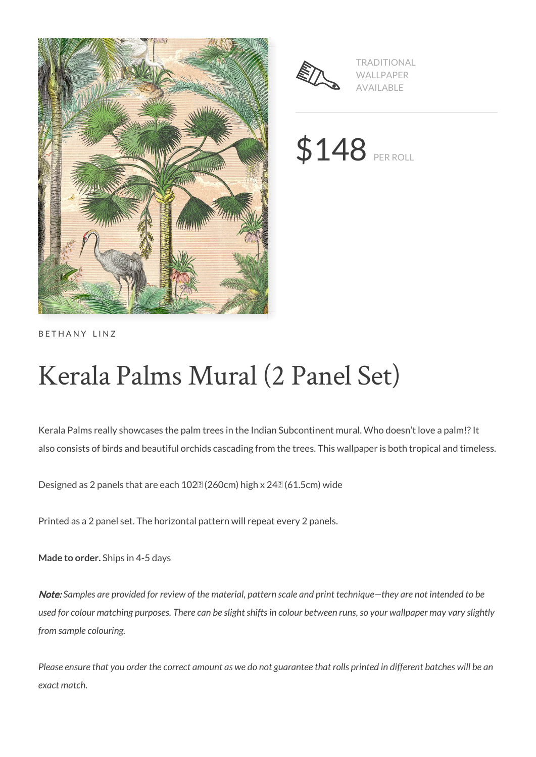TRADITIONAL WALLPAPER AVAILABLE

$148 PER ROLL

BETHANY LINZ

# Kerala Palms Mural (2 Panel Set)

Kerala Palms really showcases the palm trees in the Indian Subcontinent mural. Who doesn't love a palm!? It also consists of birds and beautiful orchids cascading from the trees. This wallpaper is both tropical and timeless.

Designed as 2 panels that are each 102″ (260cm) high x 24″ (61.5cm) wide

Printed as a 2 panel set. The horizontal pattern will repeat every 2 panels.

**Made to order.** Ships in 4-5 days

***Note:*** *Samples are provided for review of the material, pattern scale and print technique—they are not intended to be used for colour matching purposes. There can be slight shifts in colour between runs, so your wallpaper may vary slightly from sample colouring.*

*Please ensure that you order the correct amount as we do not guarantee that rolls printed in different batches will be an exact match.*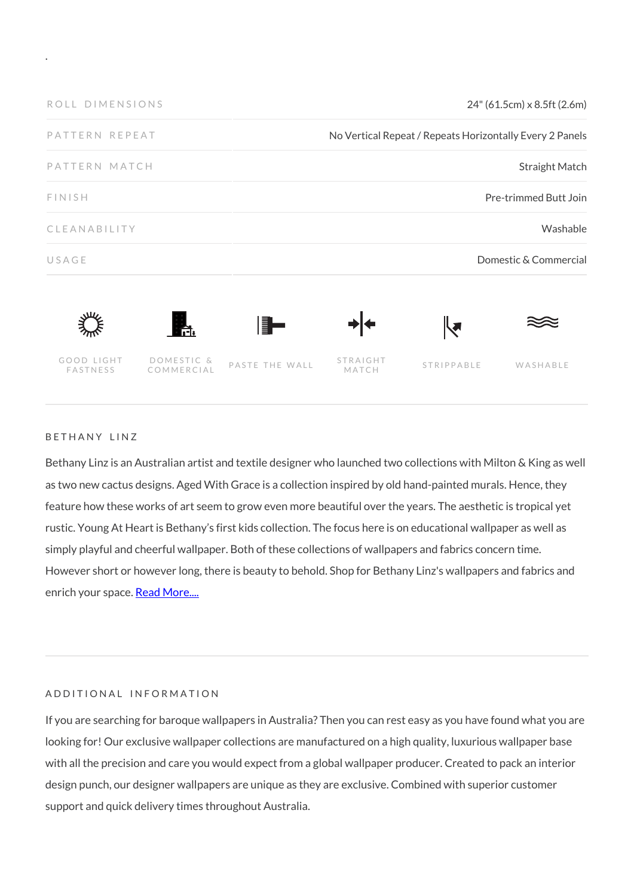.

| ROLL DIMENSIONS | 24" (61.5cm) x 8.5ft (2.6m) |
|---|---|
| PATTERN REPEAT | No Vertical Repeat / Repeats Horizontally Every 2 Panels |
| PATTERN MATCH | Straight Match |
| FINISH | Pre-trimmed Butt Join |
| CLEANABILITY | Washable |
| USAGE | Domestic & Commercial |

GOOD LIGHT FASTNESS | DOMESTIC & COMMERCIAL | PASTE THE WALL | STRAIGHT MATCH | STRIPPABLE | WASHABLE

## BETHANY LINZ

Bethany Linz is an Australian artist and textile designer who launched two collections with Milton & King as well as two new cactus designs. Aged With Grace is a collection inspired by old hand-painted murals. Hence, they feature how these works of art seem to grow even more beautiful over the years. The aesthetic is tropical yet rustic. Young At Heart is Bethany's first kids collection. The focus here is on educational wallpaper as well as simply playful and cheerful wallpaper. Both of these collections of wallpapers and fabrics concern time. However short or however long, there is beauty to behold. Shop for Bethany Linz's wallpapers and fabrics and enrich your space. Read More....

## ADDITIONAL INFORMATION

If you are searching for baroque wallpapers in Australia? Then you can rest easy as you have found what you are looking for! Our exclusive wallpaper collections are manufactured on a high quality, luxurious wallpaper base with all the precision and care you would expect from a global wallpaper producer. Created to pack an interior design punch, our designer wallpapers are unique as they are exclusive. Combined with superior customer support and quick delivery times throughout Australia.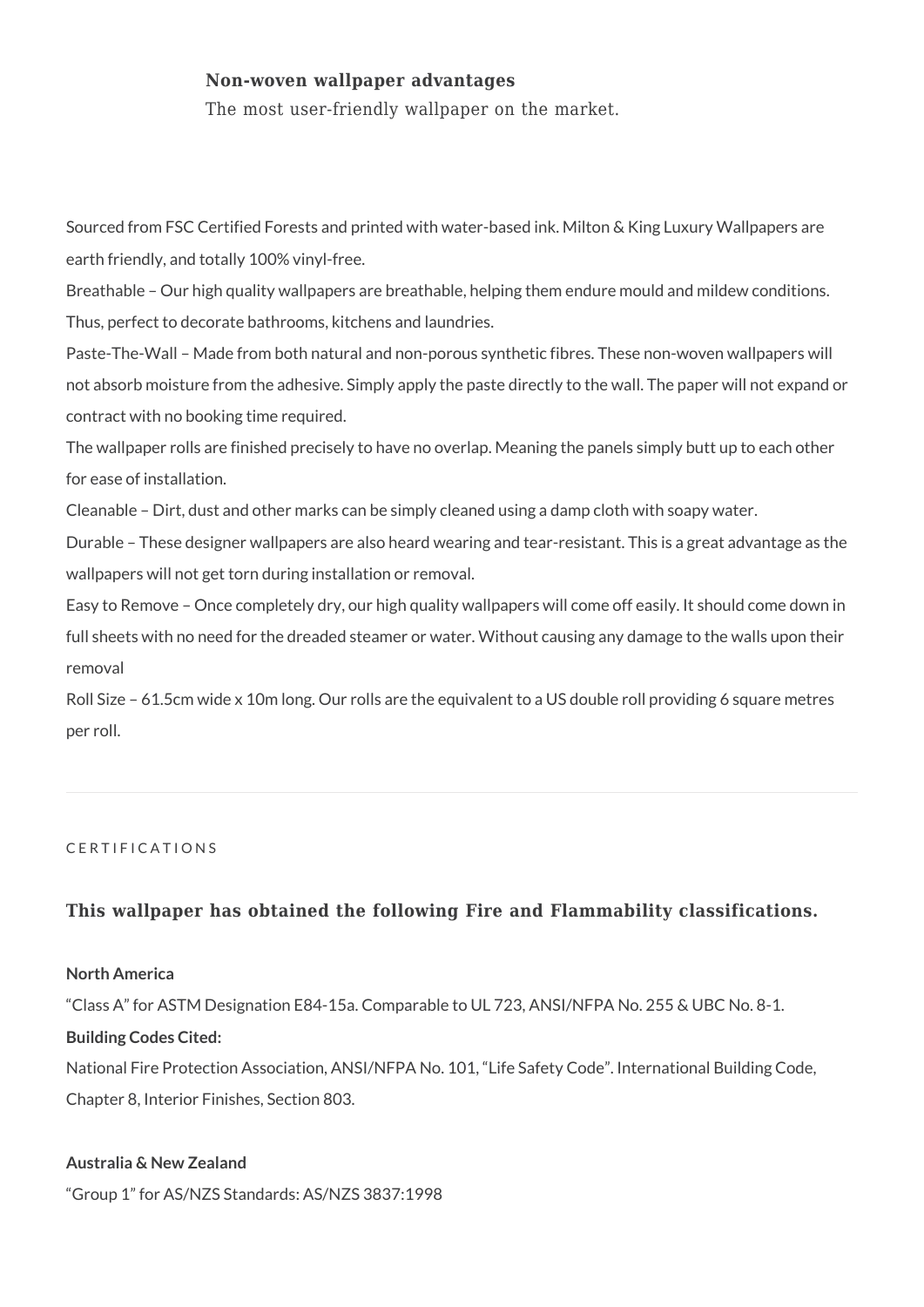**Non-woven wallpaper advantages**

The most user-friendly wallpaper on the market.

Sourced from FSC Certified Forests and printed with water-based ink. Milton & King Luxury Wallpapers are earth friendly, and totally 100% vinyl-free.

Breathable – Our high quality wallpapers are breathable, helping them endure mould and mildew conditions. Thus, perfect to decorate bathrooms, kitchens and laundries.

Paste-The-Wall – Made from both natural and non-porous synthetic fibres. These non-woven wallpapers will not absorb moisture from the adhesive. Simply apply the paste directly to the wall. The paper will not expand or contract with no booking time required.

The wallpaper rolls are finished precisely to have no overlap. Meaning the panels simply butt up to each other for ease of installation.

Cleanable – Dirt, dust and other marks can be simply cleaned using a damp cloth with soapy water.

Durable – These designer wallpapers are also heard wearing and tear-resistant. This is a great advantage as the wallpapers will not get torn during installation or removal.

Easy to Remove – Once completely dry, our high quality wallpapers will come off easily. It should come down in full sheets with no need for the dreaded steamer or water. Without causing any damage to the walls upon their removal

Roll Size – 61.5cm wide x 10m long. Our rolls are the equivalent to a US double roll providing 6 square metres per roll.

---

CERTIFICATIONS

### This wallpaper has obtained the following Fire and Flammability classifications.

**North America**

"Class A" for ASTM Designation E84-15a. Comparable to UL 723, ANSI/NFPA No. 255 & UBC No. 8-1.

**Building Codes Cited:**

National Fire Protection Association, ANSI/NFPA No. 101, "Life Safety Code". International Building Code, Chapter 8, Interior Finishes, Section 803.

**Australia & New Zealand**

"Group 1" for AS/NZS Standards: AS/NZS 3837:1998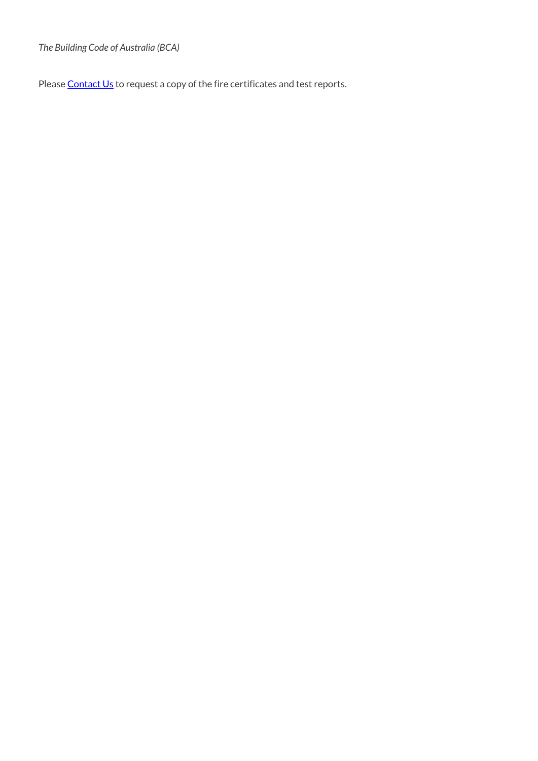*The Building Code of Australia (BCA)*

Please Contact Us to request a copy of the fire certificates and test reports.